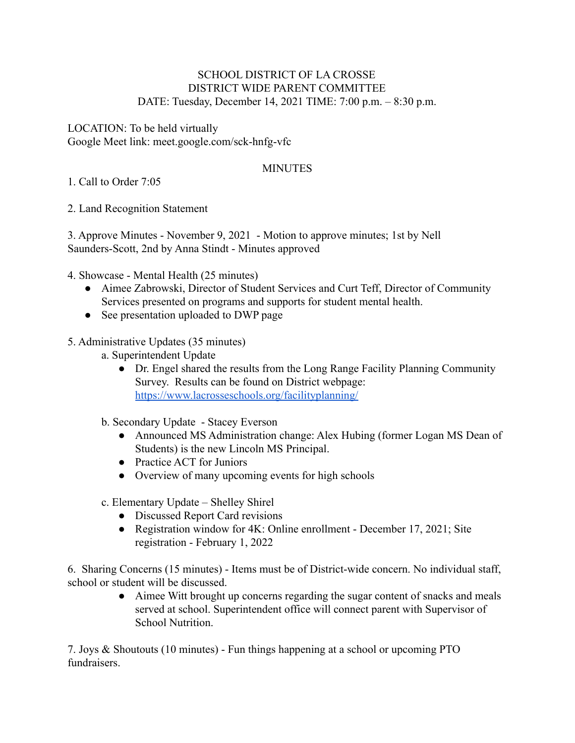SCHOOL DISTRICT OF LA CROSSE
DISTRICT WIDE PARENT COMMITTEE
DATE: Tuesday, December 14, 2021 TIME: 7:00 p.m. – 8:30 p.m.

LOCATION: To be held virtually
Google Meet link: meet.google.com/sck-hnfg-vfc

## MINUTES

1. Call to Order 7:05

2. Land Recognition Statement

3. Approve Minutes - November 9, 2021 - Motion to approve minutes; 1st by Nell Saunders-Scott, 2nd by Anna Stindt - Minutes approved

4. Showcase - Mental Health (25 minutes)
   - Aimee Zabrowski, Director of Student Services and Curt Teff, Director of Community Services presented on programs and supports for student mental health.
   - See presentation uploaded to DWP page

5. Administrative Updates (35 minutes)
   a. Superintendent Update
      - Dr. Engel shared the results from the Long Range Facility Planning Community Survey. Results can be found on District webpage: [https://www.lacrosseschools.org/facilityplanning/](https://www.lacrosseschools.org/facilityplanning/)

   b. Secondary Update - Stacey Everson
      - Announced MS Administration change: Alex Hubing (former Logan MS Dean of Students) is the new Lincoln MS Principal.
      - Practice ACT for Juniors
      - Overview of many upcoming events for high schools

   c. Elementary Update – Shelley Shirel
      - Discussed Report Card revisions
      - Registration window for 4K: Online enrollment - December 17, 2021; Site registration - February 1, 2022

6. Sharing Concerns (15 minutes) - Items must be of District-wide concern. No individual staff, school or student will be discussed.
   - Aimee Witt brought up concerns regarding the sugar content of snacks and meals served at school. Superintendent office will connect parent with Supervisor of School Nutrition.

7. Joys & Shoutouts (10 minutes) - Fun things happening at a school or upcoming PTO fundraisers.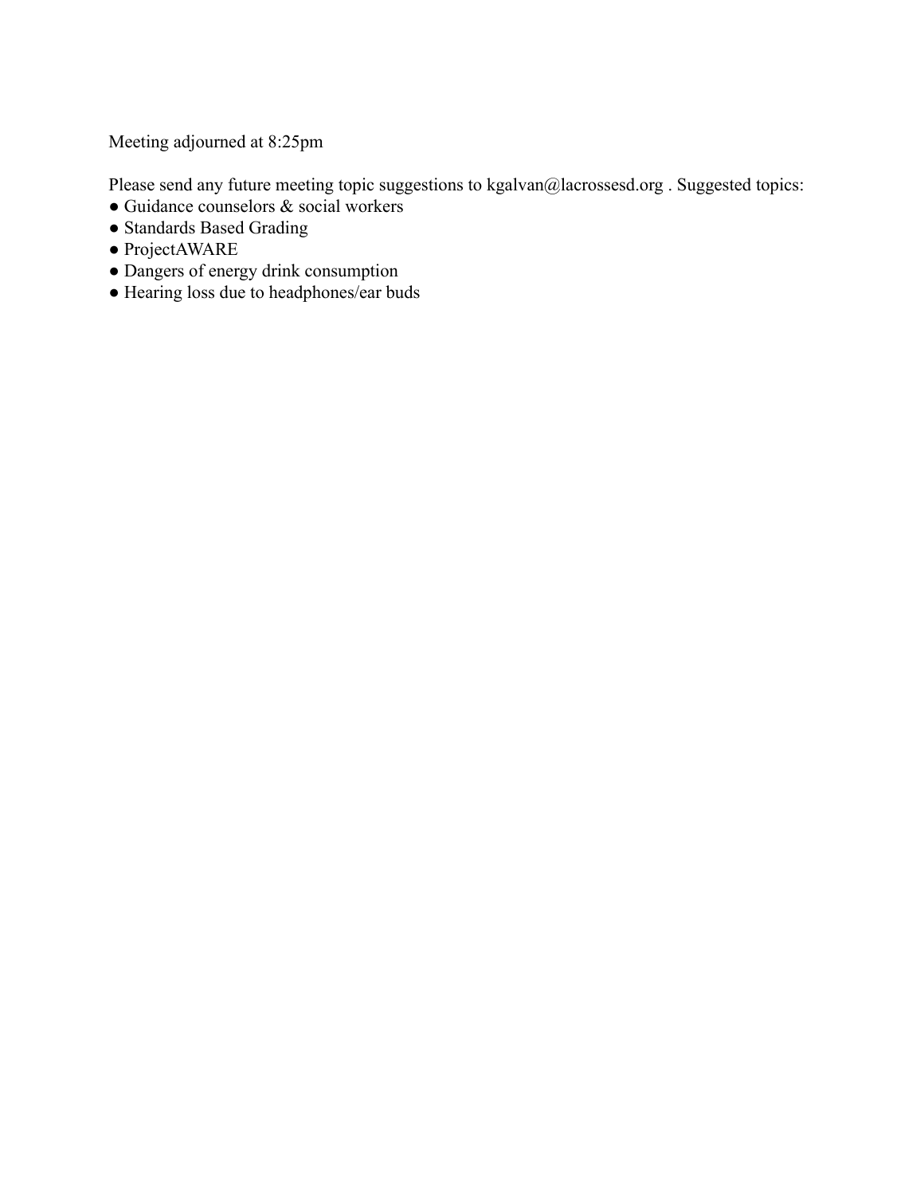Meeting adjourned at 8:25pm

Please send any future meeting topic suggestions to kgalvan@lacrossesd.org . Suggested topics:

- Guidance counselors & social workers
- Standards Based Grading
- ProjectAWARE
- Dangers of energy drink consumption
- Hearing loss due to headphones/ear buds